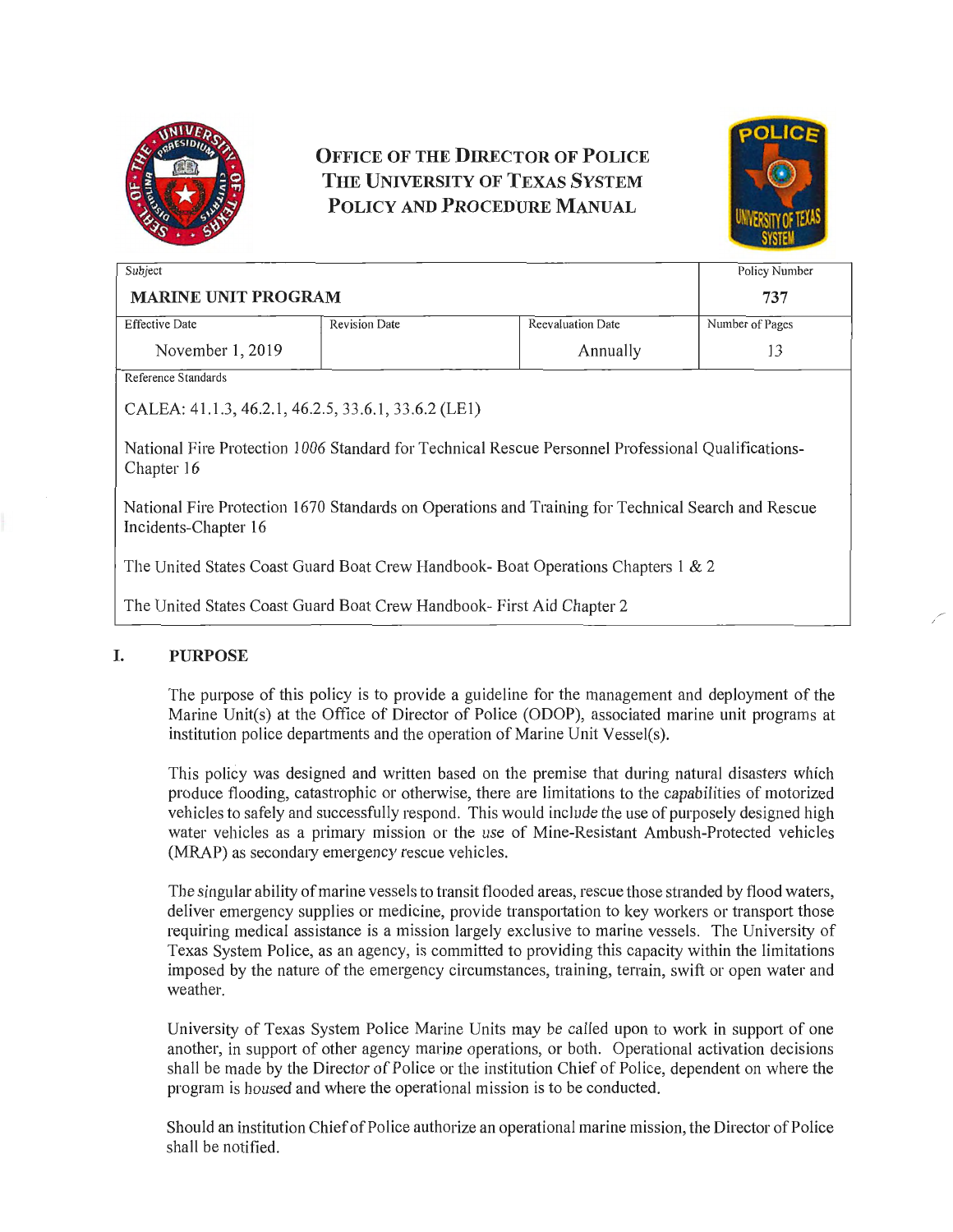# OFFICE OF THE DIRECTOR OF POLICE
# THE UNIVERSITY OF TEXAS SYSTEM
# POLICY AND PROCEDURE MANUAL

| Subject | | | Policy Number |
|---|---|---|---|
| **MARINE UNIT PROGRAM** | | | **737** |
| Effective Date | Revision Date | Reevaluation Date | Number of Pages |
| November 1, 2019 | | Annually | 13 |

Reference Standards

CALEA: 41.1.3, 46.2.1, 46.2.5, 33.6.1, 33.6.2 (LE1)

National Fire Protection 1006 Standard for Technical Rescue Personnel Professional Qualifications-Chapter 16

National Fire Protection 1670 Standards on Operations and Training for Technical Search and Rescue Incidents-Chapter 16

The United States Coast Guard Boat Crew Handbook- Boat Operations Chapters 1 & 2

The United States Coast Guard Boat Crew Handbook- First Aid Chapter 2

## I. PURPOSE

The purpose of this policy is to provide a guideline for the management and deployment of the Marine Unit(s) at the Office of Director of Police (ODOP), associated marine unit programs at institution police departments and the operation of Marine Unit Vessel(s).

This policy was designed and written based on the premise that during natural disasters which produce flooding, catastrophic or otherwise, there are limitations to the capabilities of motorized vehicles to safely and successfully respond. This would include the use of purposely designed high water vehicles as a primary mission or the use of Mine-Resistant Ambush-Protected vehicles (MRAP) as secondary emergency rescue vehicles.

The singular ability of marine vessels to transit flooded areas, rescue those stranded by flood waters, deliver emergency supplies or medicine, provide transportation to key workers or transport those requiring medical assistance is a mission largely exclusive to marine vessels. The University of Texas System Police, as an agency, is committed to providing this capacity within the limitations imposed by the nature of the emergency circumstances, training, terrain, swift or open water and weather.

University of Texas System Police Marine Units may be called upon to work in support of one another, in support of other agency marine operations, or both. Operational activation decisions shall be made by the Director of Police or the institution Chief of Police, dependent on where the program is housed and where the operational mission is to be conducted.

Should an institution Chief of Police authorize an operational marine mission, the Director of Police shall be notified.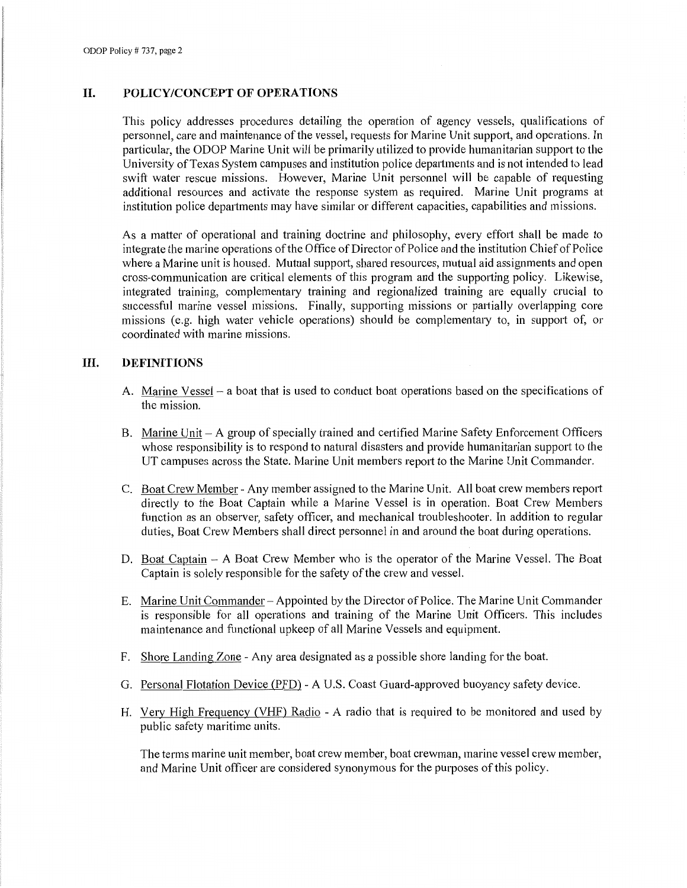## II. POLICY/CONCEPT OF OPERATIONS

This policy addresses procedures detailing the operation of agency vessels, qualifications of personnel, care and maintenance of the vessel, requests for Marine Unit support, and operations. In particular, the ODOP Marine Unit will be primarily utilized to provide humanitarian support to the University of Texas System campuses and institution police departments and is not intended to lead swift water rescue missions. However, Marine Unit personnel will be capable of requesting additional resources and activate the response system as required. Marine Unit programs at institution police departments may have similar or different capacities, capabilities and missions.

As a matter of operational and training doctrine and philosophy, every effort shall be made to integrate the marine operations of the Office of Director of Police and the institution Chief of Police where a Marine unit is housed. Mutual support, shared resources, mutual aid assignments and open cross-communication are critical elements of this program and the supporting policy. Likewise, integrated training, complementary training and regionalized training are equally crucial to successful marine vessel missions. Finally, supporting missions or partially overlapping core missions (e.g. high water vehicle operations) should be complementary to, in support of, or coordinated with marine missions.

## III. DEFINITIONS

A. Marine Vessel – a boat that is used to conduct boat operations based on the specifications of the mission.

B. Marine Unit – A group of specially trained and certified Marine Safety Enforcement Officers whose responsibility is to respond to natural disasters and provide humanitarian support to the UT campuses across the State. Marine Unit members report to the Marine Unit Commander.

C. Boat Crew Member - Any member assigned to the Marine Unit. All boat crew members report directly to the Boat Captain while a Marine Vessel is in operation. Boat Crew Members function as an observer, safety officer, and mechanical troubleshooter. In addition to regular duties, Boat Crew Members shall direct personnel in and around the boat during operations.

D. Boat Captain – A Boat Crew Member who is the operator of the Marine Vessel. The Boat Captain is solely responsible for the safety of the crew and vessel.

E. Marine Unit Commander – Appointed by the Director of Police. The Marine Unit Commander is responsible for all operations and training of the Marine Unit Officers. This includes maintenance and functional upkeep of all Marine Vessels and equipment.

F. Shore Landing Zone - Any area designated as a possible shore landing for the boat.

G. Personal Flotation Device (PFD) - A U.S. Coast Guard-approved buoyancy safety device.

H. Very High Frequency (VHF) Radio - A radio that is required to be monitored and used by public safety maritime units.

The terms marine unit member, boat crew member, boat crewman, marine vessel crew member, and Marine Unit officer are considered synonymous for the purposes of this policy.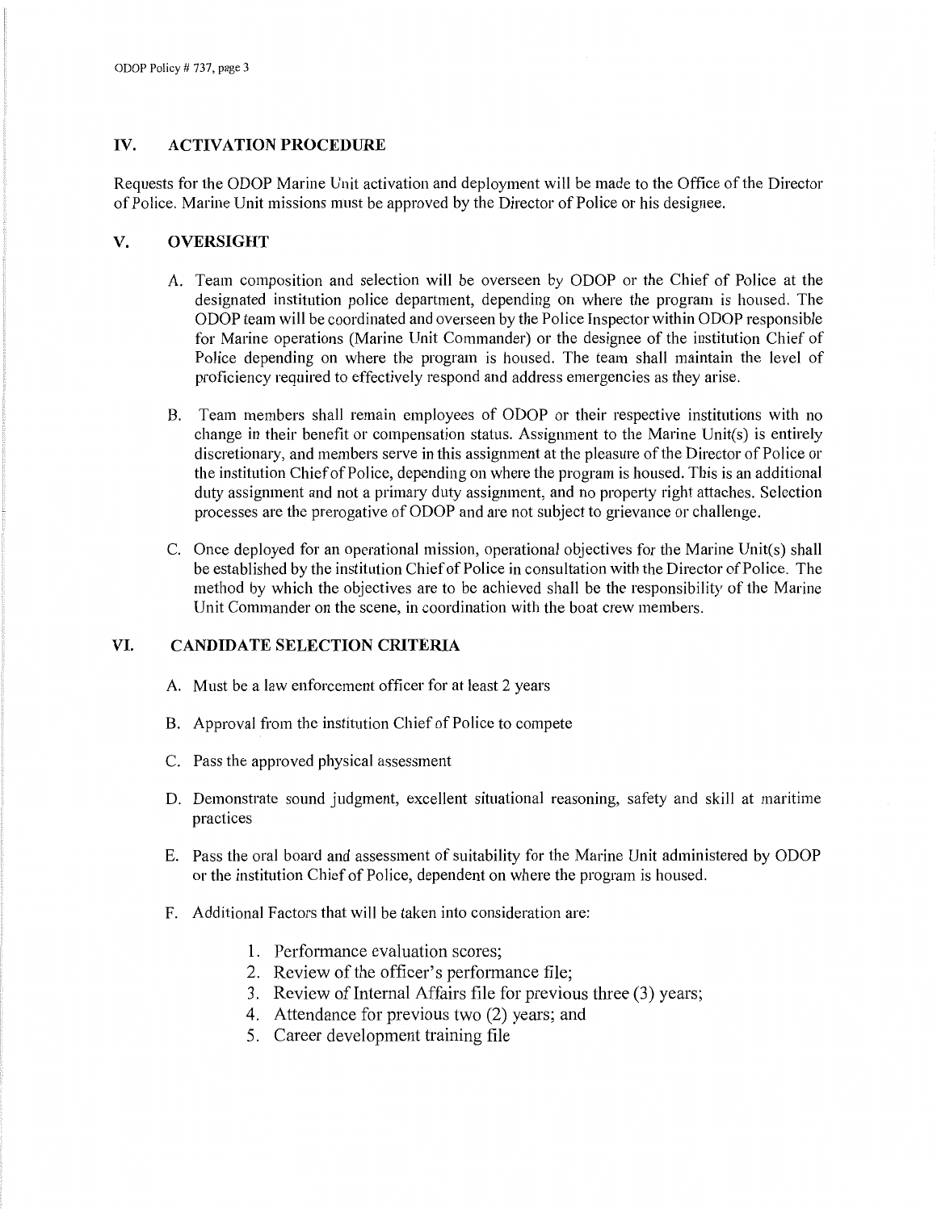## IV. ACTIVATION PROCEDURE

Requests for the ODOP Marine Unit activation and deployment will be made to the Office of the Director of Police. Marine Unit missions must be approved by the Director of Police or his designee.

## V. OVERSIGHT

A. Team composition and selection will be overseen by ODOP or the Chief of Police at the designated institution police department, depending on where the program is housed. The ODOP team will be coordinated and overseen by the Police Inspector within ODOP responsible for Marine operations (Marine Unit Commander) or the designee of the institution Chief of Police depending on where the program is housed. The team shall maintain the level of proficiency required to effectively respond and address emergencies as they arise.

B. Team members shall remain employees of ODOP or their respective institutions with no change in their benefit or compensation status. Assignment to the Marine Unit(s) is entirely discretionary, and members serve in this assignment at the pleasure of the Director of Police or the institution Chief of Police, depending on where the program is housed. This is an additional duty assignment and not a primary duty assignment, and no property right attaches. Selection processes are the prerogative of ODOP and are not subject to grievance or challenge.

C. Once deployed for an operational mission, operational objectives for the Marine Unit(s) shall be established by the institution Chief of Police in consultation with the Director of Police. The method by which the objectives are to be achieved shall be the responsibility of the Marine Unit Commander on the scene, in coordination with the boat crew members.

## VI. CANDIDATE SELECTION CRITERIA

A. Must be a law enforcement officer for at least 2 years

B. Approval from the institution Chief of Police to compete

C. Pass the approved physical assessment

D. Demonstrate sound judgment, excellent situational reasoning, safety and skill at maritime practices

E. Pass the oral board and assessment of suitability for the Marine Unit administered by ODOP or the institution Chief of Police, dependent on where the program is housed.

F. Additional Factors that will be taken into consideration are:

1. Performance evaluation scores;
2. Review of the officer's performance file;
3. Review of Internal Affairs file for previous three (3) years;
4. Attendance for previous two (2) years; and
5. Career development training file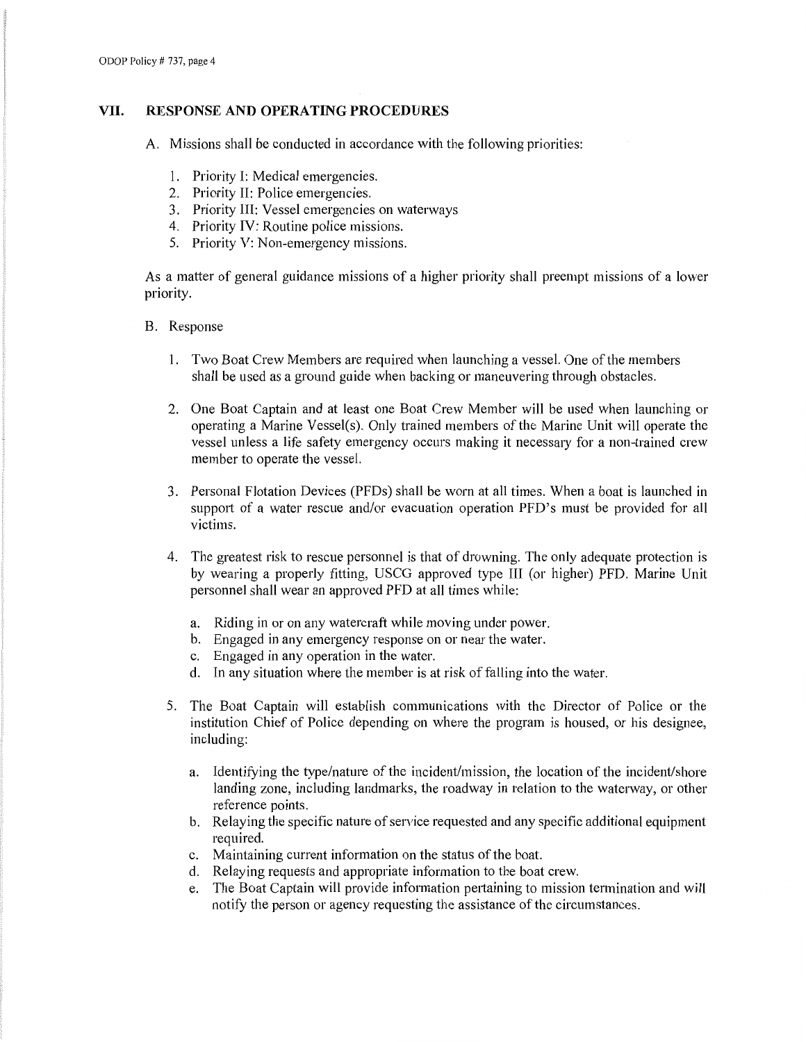## VII. RESPONSE AND OPERATING PROCEDURES

A. Missions shall be conducted in accordance with the following priorities:

1. Priority I: Medical emergencies.
2. Priority II: Police emergencies.
3. Priority III: Vessel emergencies on waterways
4. Priority IV: Routine police missions.
5. Priority V: Non-emergency missions.

As a matter of general guidance missions of a higher priority shall preempt missions of a lower priority.

B. Response

1. Two Boat Crew Members are required when launching a vessel. One of the members shall be used as a ground guide when backing or maneuvering through obstacles.

2. One Boat Captain and at least one Boat Crew Member will be used when launching or operating a Marine Vessel(s). Only trained members of the Marine Unit will operate the vessel unless a life safety emergency occurs making it necessary for a non-trained crew member to operate the vessel.

3. Personal Flotation Devices (PFDs) shall be worn at all times. When a boat is launched in support of a water rescue and/or evacuation operation PFD's must be provided for all victims.

4. The greatest risk to rescue personnel is that of drowning. The only adequate protection is by wearing a properly fitting, USCG approved type III (or higher) PFD. Marine Unit personnel shall wear an approved PFD at all times while:

   a. Riding in or on any watercraft while moving under power.
   b. Engaged in any emergency response on or near the water.
   c. Engaged in any operation in the water.
   d. In any situation where the member is at risk of falling into the water.

5. The Boat Captain will establish communications with the Director of Police or the institution Chief of Police depending on where the program is housed, or his designee, including:

   a. Identifying the type/nature of the incident/mission, the location of the incident/shore landing zone, including landmarks, the roadway in relation to the waterway, or other reference points.
   b. Relaying the specific nature of service requested and any specific additional equipment required.
   c. Maintaining current information on the status of the boat.
   d. Relaying requests and appropriate information to the boat crew.
   e. The Boat Captain will provide information pertaining to mission termination and will notify the person or agency requesting the assistance of the circumstances.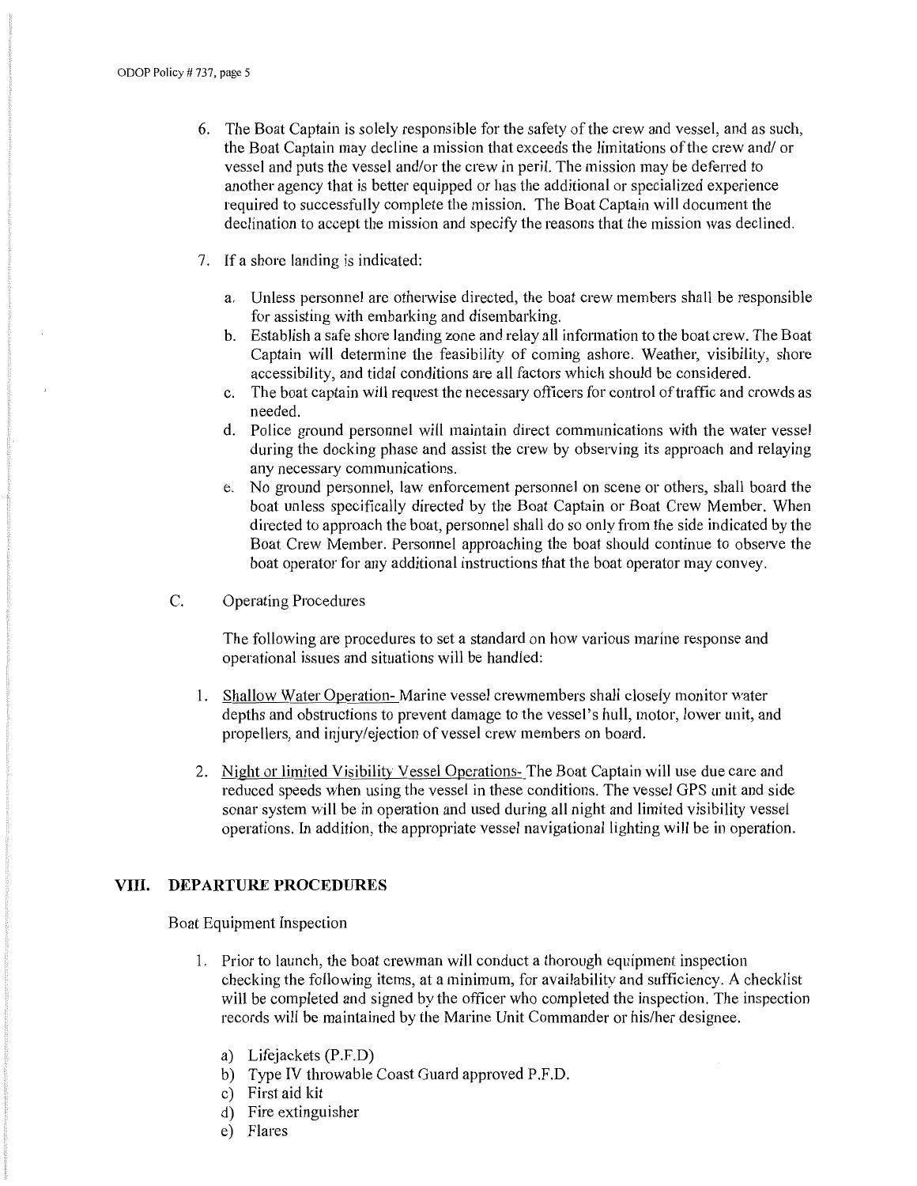6. The Boat Captain is solely responsible for the safety of the crew and vessel, and as such, the Boat Captain may decline a mission that exceeds the limitations of the crew and/ or vessel and puts the vessel and/or the crew in peril. The mission may be deferred to another agency that is better equipped or has the additional or specialized experience required to successfully complete the mission. The Boat Captain will document the declination to accept the mission and specify the reasons that the mission was declined.

7. If a shore landing is indicated:

   a. Unless personnel are otherwise directed, the boat crew members shall be responsible for assisting with embarking and disembarking.
   b. Establish a safe shore landing zone and relay all information to the boat crew. The Boat Captain will determine the feasibility of coming ashore. Weather, visibility, shore accessibility, and tidal conditions are all factors which should be considered.
   c. The boat captain will request the necessary officers for control of traffic and crowds as needed.
   d. Police ground personnel will maintain direct communications with the water vessel during the docking phase and assist the crew by observing its approach and relaying any necessary communications.
   e. No ground personnel, law enforcement personnel on scene or others, shall board the boat unless specifically directed by the Boat Captain or Boat Crew Member. When directed to approach the boat, personnel shall do so only from the side indicated by the Boat Crew Member. Personnel approaching the boat should continue to observe the boat operator for any additional instructions that the boat operator may convey.

C. Operating Procedures

The following are procedures to set a standard on how various marine response and operational issues and situations will be handled:

1. Shallow Water Operation- Marine vessel crewmembers shall closely monitor water depths and obstructions to prevent damage to the vessel's hull, motor, lower unit, and propellers, and injury/ejection of vessel crew members on board.

2. Night or limited Visibility Vessel Operations- The Boat Captain will use due care and reduced speeds when using the vessel in these conditions. The vessel GPS unit and side sonar system will be in operation and used during all night and limited visibility vessel operations. In addition, the appropriate vessel navigational lighting will be in operation.

## VIII. DEPARTURE PROCEDURES

Boat Equipment Inspection

1. Prior to launch, the boat crewman will conduct a thorough equipment inspection checking the following items, at a minimum, for availability and sufficiency. A checklist will be completed and signed by the officer who completed the inspection. The inspection records will be maintained by the Marine Unit Commander or his/her designee.

   a) Lifejackets (P.F.D)
   b) Type IV throwable Coast Guard approved P.F.D.
   c) First aid kit
   d) Fire extinguisher
   e) Flares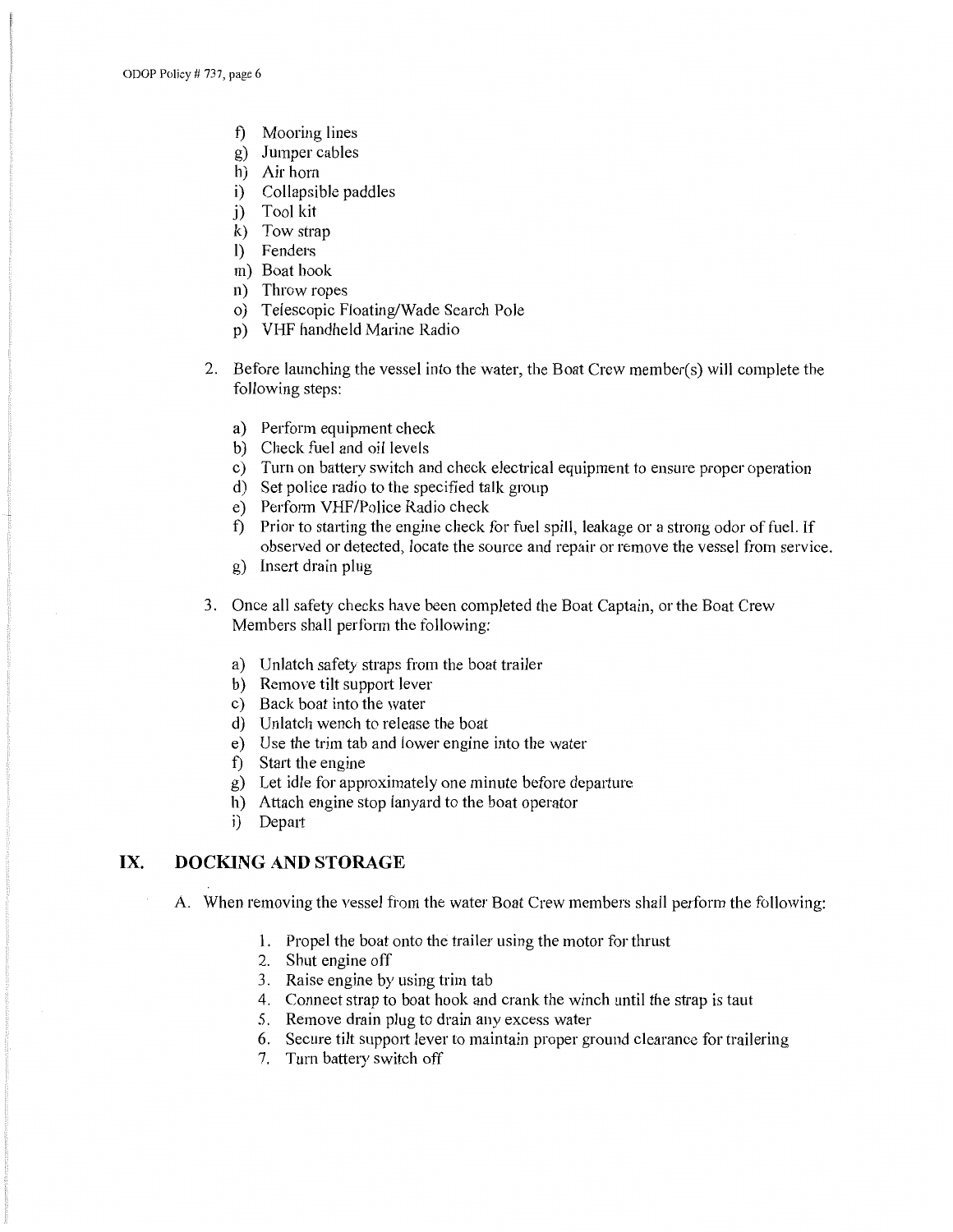f) Mooring lines
g) Jumper cables
h) Air horn
i) Collapsible paddles
j) Tool kit
k) Tow strap
l) Fenders
m) Boat hook
n) Throw ropes
o) Telescopic Floating/Wade Search Pole
p) VHF handheld Marine Radio

2. Before launching the vessel into the water, the Boat Crew member(s) will complete the following steps:

   a) Perform equipment check
   b) Check fuel and oil levels
   c) Turn on battery switch and check electrical equipment to ensure proper operation
   d) Set police radio to the specified talk group
   e) Perform VHF/Police Radio check
   f) Prior to starting the engine check for fuel spill, leakage or a strong odor of fuel. If observed or detected, locate the source and repair or remove the vessel from service.
   g) Insert drain plug

3. Once all safety checks have been completed the Boat Captain, or the Boat Crew Members shall perform the following:

   a) Unlatch safety straps from the boat trailer
   b) Remove tilt support lever
   c) Back boat into the water
   d) Unlatch wench to release the boat
   e) Use the trim tab and lower engine into the water
   f) Start the engine
   g) Let idle for approximately one minute before departure
   h) Attach engine stop lanyard to the boat operator
   i) Depart

## IX. DOCKING AND STORAGE

A. When removing the vessel from the water Boat Crew members shall perform the following:

   1. Propel the boat onto the trailer using the motor for thrust
   2. Shut engine off
   3. Raise engine by using trim tab
   4. Connect strap to boat hook and crank the winch until the strap is taut
   5. Remove drain plug to drain any excess water
   6. Secure tilt support lever to maintain proper ground clearance for trailering
   7. Turn battery switch off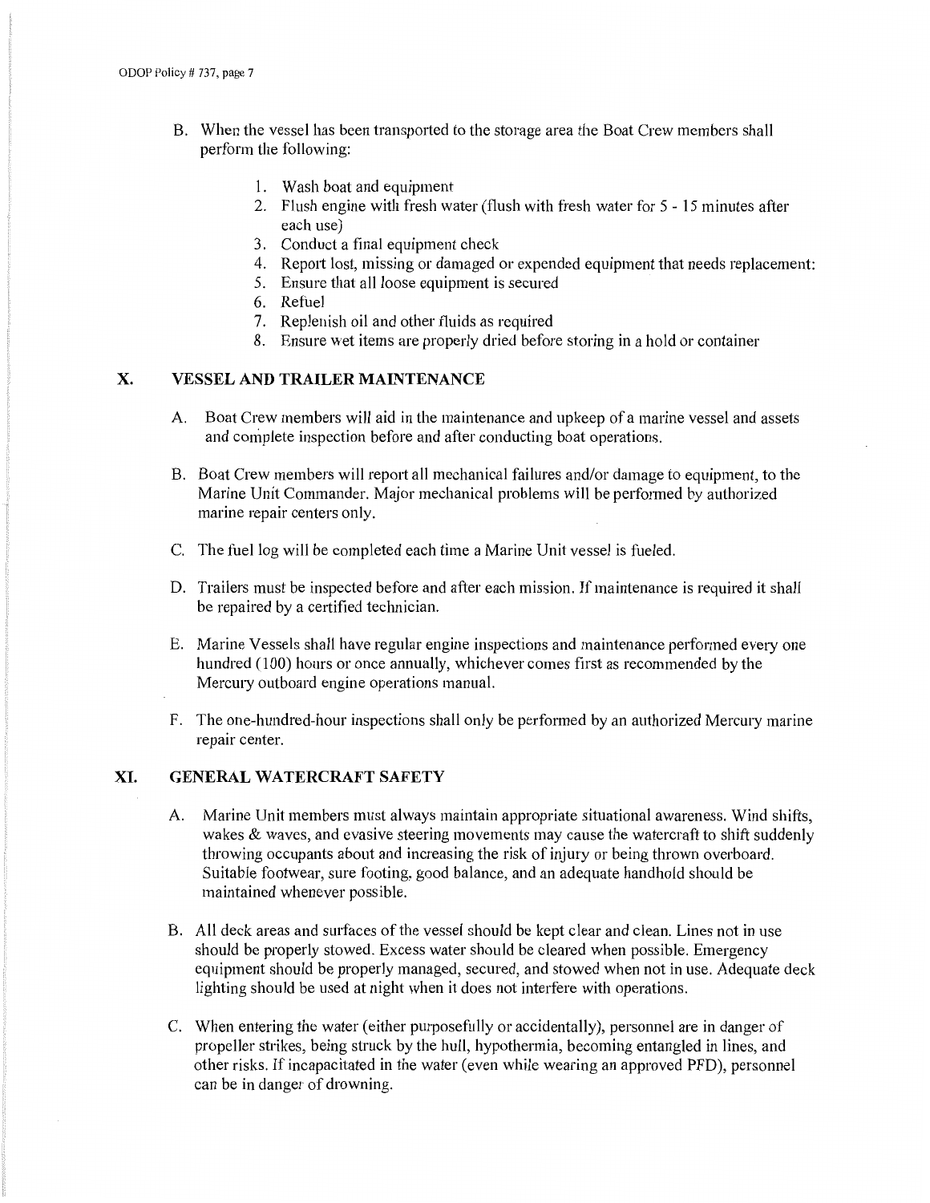B. When the vessel has been transported to the storage area the Boat Crew members shall perform the following:

1. Wash boat and equipment
2. Flush engine with fresh water (flush with fresh water for 5 - 15 minutes after each use)
3. Conduct a final equipment check
4. Report lost, missing or damaged or expended equipment that needs replacement:
5. Ensure that all loose equipment is secured
6. Refuel
7. Replenish oil and other fluids as required
8. Ensure wet items are properly dried before storing in a hold or container

## X. VESSEL AND TRAILER MAINTENANCE

A. Boat Crew members will aid in the maintenance and upkeep of a marine vessel and assets and complete inspection before and after conducting boat operations.

B. Boat Crew members will report all mechanical failures and/or damage to equipment, to the Marine Unit Commander. Major mechanical problems will be performed by authorized marine repair centers only.

C. The fuel log will be completed each time a Marine Unit vessel is fueled.

D. Trailers must be inspected before and after each mission. If maintenance is required it shall be repaired by a certified technician.

E. Marine Vessels shall have regular engine inspections and maintenance performed every one hundred (100) hours or once annually, whichever comes first as recommended by the Mercury outboard engine operations manual.

F. The one-hundred-hour inspections shall only be performed by an authorized Mercury marine repair center.

## XI. GENERAL WATERCRAFT SAFETY

A. Marine Unit members must always maintain appropriate situational awareness. Wind shifts, wakes & waves, and evasive steering movements may cause the watercraft to shift suddenly throwing occupants about and increasing the risk of injury or being thrown overboard. Suitable footwear, sure footing, good balance, and an adequate handhold should be maintained whenever possible.

B. All deck areas and surfaces of the vessel should be kept clear and clean. Lines not in use should be properly stowed. Excess water should be cleared when possible. Emergency equipment should be properly managed, secured, and stowed when not in use. Adequate deck lighting should be used at night when it does not interfere with operations.

C. When entering the water (either purposefully or accidentally), personnel are in danger of propeller strikes, being struck by the hull, hypothermia, becoming entangled in lines, and other risks. If incapacitated in the water (even while wearing an approved PFD), personnel can be in danger of drowning.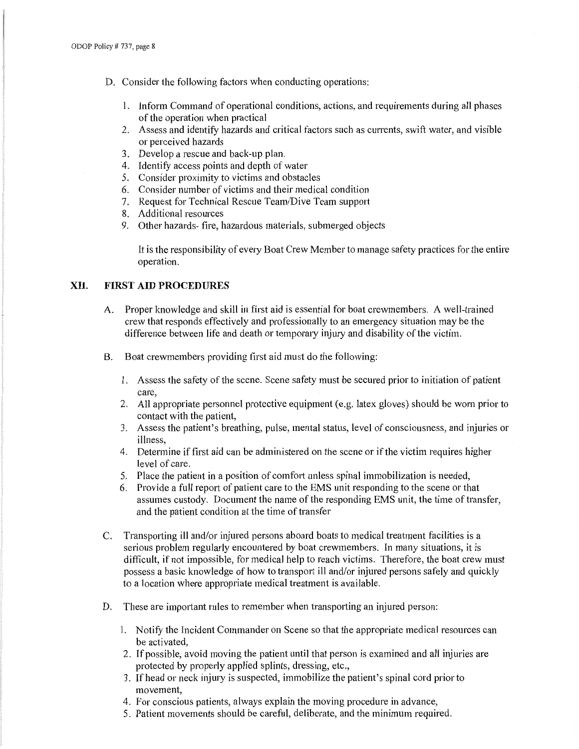D. Consider the following factors when conducting operations:

1. Inform Command of operational conditions, actions, and requirements during all phases of the operation when practical
2. Assess and identify hazards and critical factors such as currents, swift water, and visible or perceived hazards
3. Develop a rescue and back-up plan.
4. Identify access points and depth of water
5. Consider proximity to victims and obstacles
6. Consider number of victims and their medical condition
7. Request for Technical Rescue Team/Dive Team support
8. Additional resources
9. Other hazards- fire, hazardous materials, submerged objects

   It is the responsibility of every Boat Crew Member to manage safety practices for the entire operation.

## XII. FIRST AID PROCEDURES

A. Proper knowledge and skill in first aid is essential for boat crewmembers. A well-trained crew that responds effectively and professionally to an emergency situation may be the difference between life and death or temporary injury and disability of the victim.

B. Boat crewmembers providing first aid must do the following:

1. Assess the safety of the scene. Scene safety must be secured prior to initiation of patient care,
2. All appropriate personnel protective equipment (e.g. latex gloves) should be worn prior to contact with the patient,
3. Assess the patient's breathing, pulse, mental status, level of consciousness, and injuries or illness,
4. Determine if first aid can be administered on the scene or if the victim requires higher level of care.
5. Place the patient in a position of comfort unless spinal immobilization is needed,
6. Provide a full report of patient care to the EMS unit responding to the scene or that assumes custody. Document the name of the responding EMS unit, the time of transfer, and the patient condition at the time of transfer

C. Transporting ill and/or injured persons aboard boats to medical treatment facilities is a serious problem regularly encountered by boat crewmembers. In many situations, it is difficult, if not impossible, for medical help to reach victims. Therefore, the boat crew must possess a basic knowledge of how to transport ill and/or injured persons safely and quickly to a location where appropriate medical treatment is available.

D. These are important rules to remember when transporting an injured person:

1. Notify the Incident Commander on Scene so that the appropriate medical resources can be activated,
2. If possible, avoid moving the patient until that person is examined and all injuries are protected by properly applied splints, dressing, etc.,
3. If head or neck injury is suspected, immobilize the patient's spinal cord prior to movement,
4. For conscious patients, always explain the moving procedure in advance,
5. Patient movements should be careful, deliberate, and the minimum required.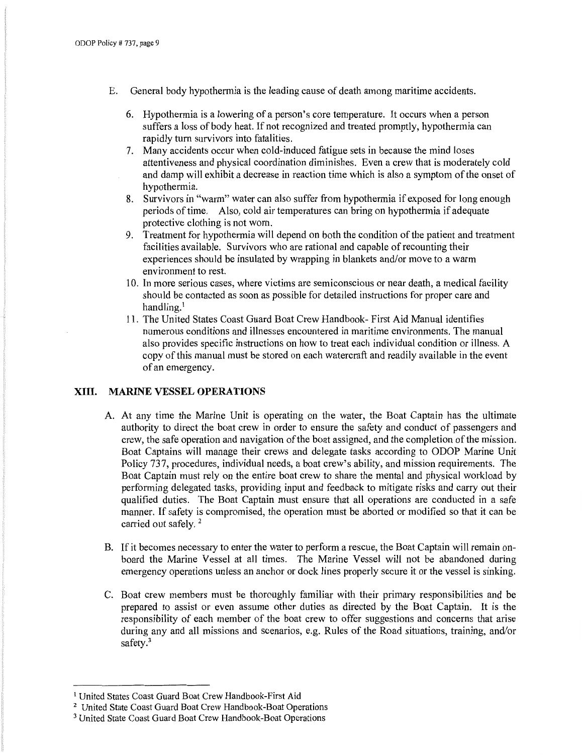E. General body hypothermia is the leading cause of death among maritime accidents.

6. Hypothermia is a lowering of a person's core temperature. It occurs when a person suffers a loss of body heat. If not recognized and treated promptly, hypothermia can rapidly turn survivors into fatalities.
7. Many accidents occur when cold-induced fatigue sets in because the mind loses attentiveness and physical coordination diminishes. Even a crew that is moderately cold and damp will exhibit a decrease in reaction time which is also a symptom of the onset of hypothermia.
8. Survivors in "warm" water can also suffer from hypothermia if exposed for long enough periods of time. Also, cold air temperatures can bring on hypothermia if adequate protective clothing is not worn.
9. Treatment for hypothermia will depend on both the condition of the patient and treatment facilities available. Survivors who are rational and capable of recounting their experiences should be insulated by wrapping in blankets and/or move to a warm environment to rest.
10. In more serious cases, where victims are semiconscious or near death, a medical facility should be contacted as soon as possible for detailed instructions for proper care and handling.[1]
11. The United States Coast Guard Boat Crew Handbook- First Aid Manual identifies numerous conditions and illnesses encountered in maritime environments. The manual also provides specific instructions on how to treat each individual condition or illness. A copy of this manual must be stored on each watercraft and readily available in the event of an emergency.

## XIII. MARINE VESSEL OPERATIONS

A. At any time the Marine Unit is operating on the water, the Boat Captain has the ultimate authority to direct the boat crew in order to ensure the safety and conduct of passengers and crew, the safe operation and navigation of the boat assigned, and the completion of the mission. Boat Captains will manage their crews and delegate tasks according to ODOP Marine Unit Policy 737, procedures, individual needs, a boat crew's ability, and mission requirements. The Boat Captain must rely on the entire boat crew to share the mental and physical workload by performing delegated tasks, providing input and feedback to mitigate risks and carry out their qualified duties. The Boat Captain must ensure that all operations are conducted in a safe manner. If safety is compromised, the operation must be aborted or modified so that it can be carried out safely.[2]

B. If it becomes necessary to enter the water to perform a rescue, the Boat Captain will remain on-board the Marine Vessel at all times. The Marine Vessel will not be abandoned during emergency operations unless an anchor or dock lines properly secure it or the vessel is sinking.

C. Boat crew members must be thoroughly familiar with their primary responsibilities and be prepared to assist or even assume other duties as directed by the Boat Captain. It is the responsibility of each member of the boat crew to offer suggestions and concerns that arise during any and all missions and scenarios, e.g. Rules of the Road situations, training, and/or safety.[3]

---

[1] United States Coast Guard Boat Crew Handbook-First Aid

[2] United State Coast Guard Boat Crew Handbook-Boat Operations

[3] United State Coast Guard Boat Crew Handbook-Boat Operations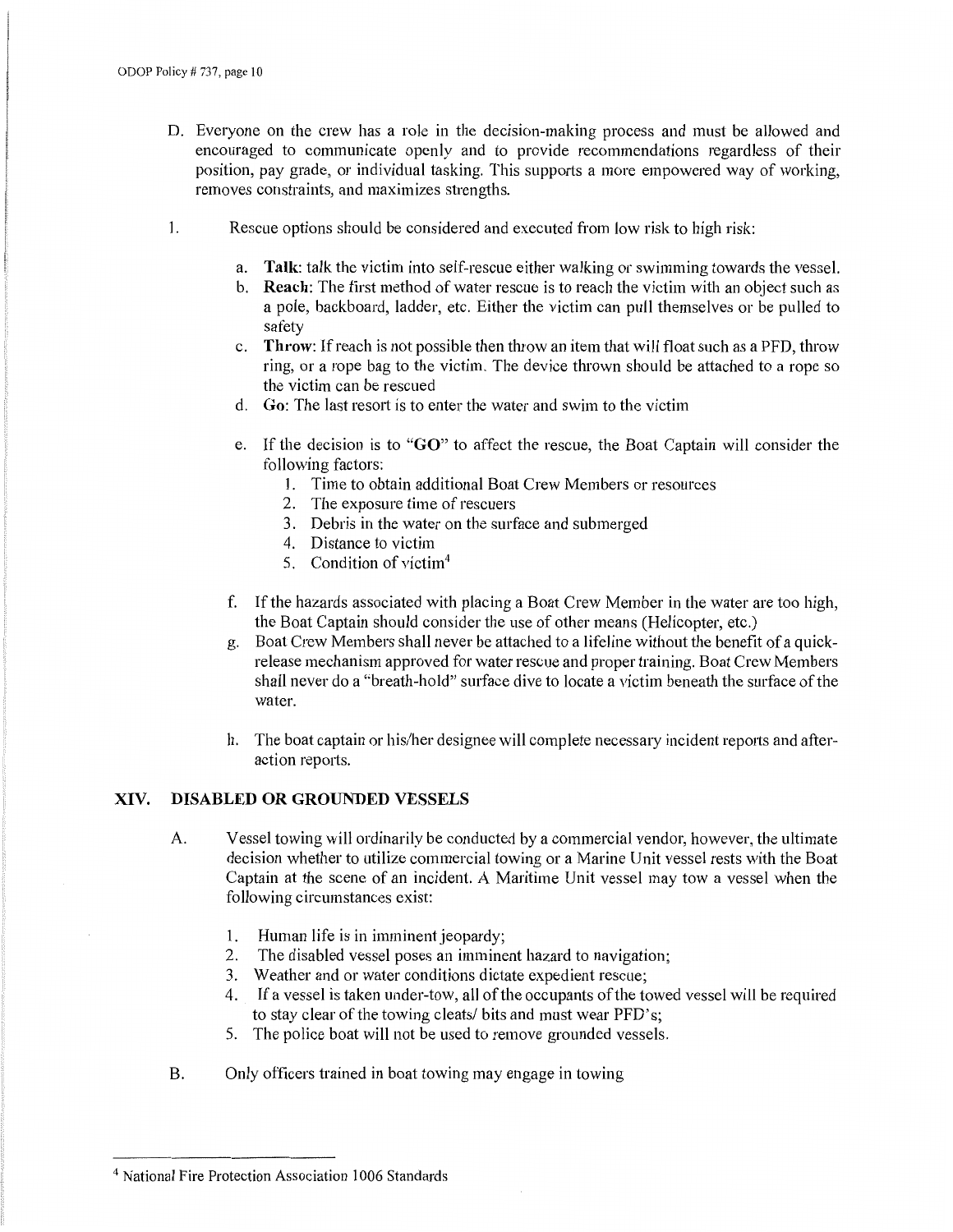D. Everyone on the crew has a role in the decision-making process and must be allowed and encouraged to communicate openly and to provide recommendations regardless of their position, pay grade, or individual tasking. This supports a more empowered way of working, removes constraints, and maximizes strengths.

1. Rescue options should be considered and executed from low risk to high risk:

   a. **Talk**: talk the victim into self-rescue either walking or swimming towards the vessel.
   b. **Reach**: The first method of water rescue is to reach the victim with an object such as a pole, backboard, ladder, etc. Either the victim can pull themselves or be pulled to safety
   c. **Throw**: If reach is not possible then throw an item that will float such as a PFD, throw ring, or a rope bag to the victim. The device thrown should be attached to a rope so the victim can be rescued
   d. **Go**: The last resort is to enter the water and swim to the victim

   e. If the decision is to "**GO**" to affect the rescue, the Boat Captain will consider the following factors:
      1. Time to obtain additional Boat Crew Members or resources
      2. The exposure time of rescuers
      3. Debris in the water on the surface and submerged
      4. Distance to victim
      5. Condition of victim[4]

   f. If the hazards associated with placing a Boat Crew Member in the water are too high, the Boat Captain should consider the use of other means (Helicopter, etc.)
   g. Boat Crew Members shall never be attached to a lifeline without the benefit of a quick-release mechanism approved for water rescue and proper training. Boat Crew Members shall never do a "breath-hold" surface dive to locate a victim beneath the surface of the water.

   h. The boat captain or his/her designee will complete necessary incident reports and after-action reports.

## XIV. DISABLED OR GROUNDED VESSELS

A. Vessel towing will ordinarily be conducted by a commercial vendor, however, the ultimate decision whether to utilize commercial towing or a Marine Unit vessel rests with the Boat Captain at the scene of an incident. A Maritime Unit vessel may tow a vessel when the following circumstances exist:

   1. Human life is in imminent jeopardy;
   2. The disabled vessel poses an imminent hazard to navigation;
   3. Weather and or water conditions dictate expedient rescue;
   4. If a vessel is taken under-tow, all of the occupants of the towed vessel will be required to stay clear of the towing cleats/ bits and must wear PFD's;
   5. The police boat will not be used to remove grounded vessels.

B. Only officers trained in boat towing may engage in towing

---

[4] National Fire Protection Association 1006 Standards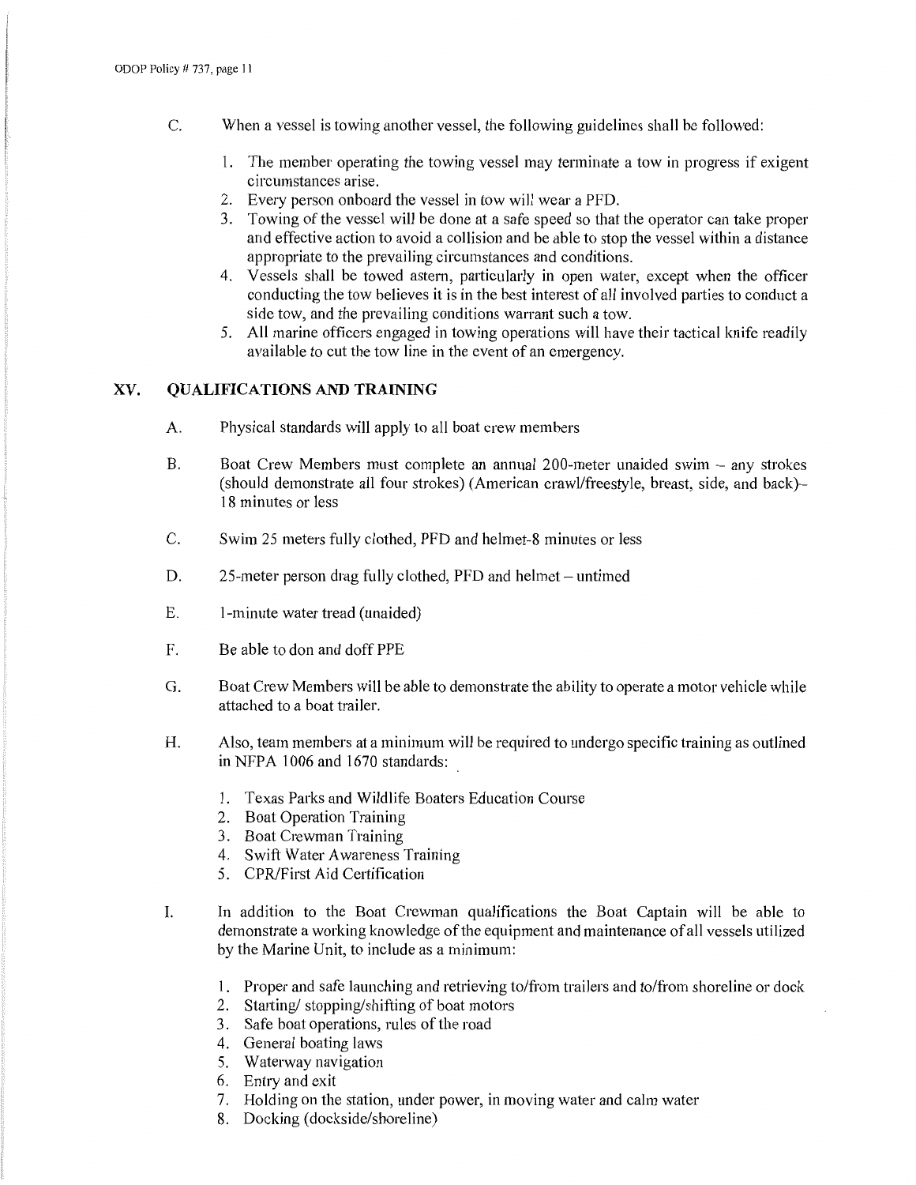C. When a vessel is towing another vessel, the following guidelines shall be followed:

1. The member operating the towing vessel may terminate a tow in progress if exigent circumstances arise.
2. Every person onboard the vessel in tow will wear a PFD.
3. Towing of the vessel will be done at a safe speed so that the operator can take proper and effective action to avoid a collision and be able to stop the vessel within a distance appropriate to the prevailing circumstances and conditions.
4. Vessels shall be towed astern, particularly in open water, except when the officer conducting the tow believes it is in the best interest of all involved parties to conduct a side tow, and the prevailing conditions warrant such a tow.
5. All marine officers engaged in towing operations will have their tactical knife readily available to cut the tow line in the event of an emergency.

## XV. QUALIFICATIONS AND TRAINING

A. Physical standards will apply to all boat crew members

B. Boat Crew Members must complete an annual 200-meter unaided swim – any strokes (should demonstrate all four strokes) (American crawl/freestyle, breast, side, and back)– 18 minutes or less

C. Swim 25 meters fully clothed, PFD and helmet-8 minutes or less

D. 25-meter person drag fully clothed, PFD and helmet – untimed

E. 1-minute water tread (unaided)

F. Be able to don and doff PPE

G. Boat Crew Members will be able to demonstrate the ability to operate a motor vehicle while attached to a boat trailer.

H. Also, team members at a minimum will be required to undergo specific training as outlined in NFPA 1006 and 1670 standards:

1. Texas Parks and Wildlife Boaters Education Course
2. Boat Operation Training
3. Boat Crewman Training
4. Swift Water Awareness Training
5. CPR/First Aid Certification

I. In addition to the Boat Crewman qualifications the Boat Captain will be able to demonstrate a working knowledge of the equipment and maintenance of all vessels utilized by the Marine Unit, to include as a minimum:

1. Proper and safe launching and retrieving to/from trailers and to/from shoreline or dock
2. Starting/ stopping/shifting of boat motors
3. Safe boat operations, rules of the road
4. General boating laws
5. Waterway navigation
6. Entry and exit
7. Holding on the station, under power, in moving water and calm water
8. Docking (dockside/shoreline)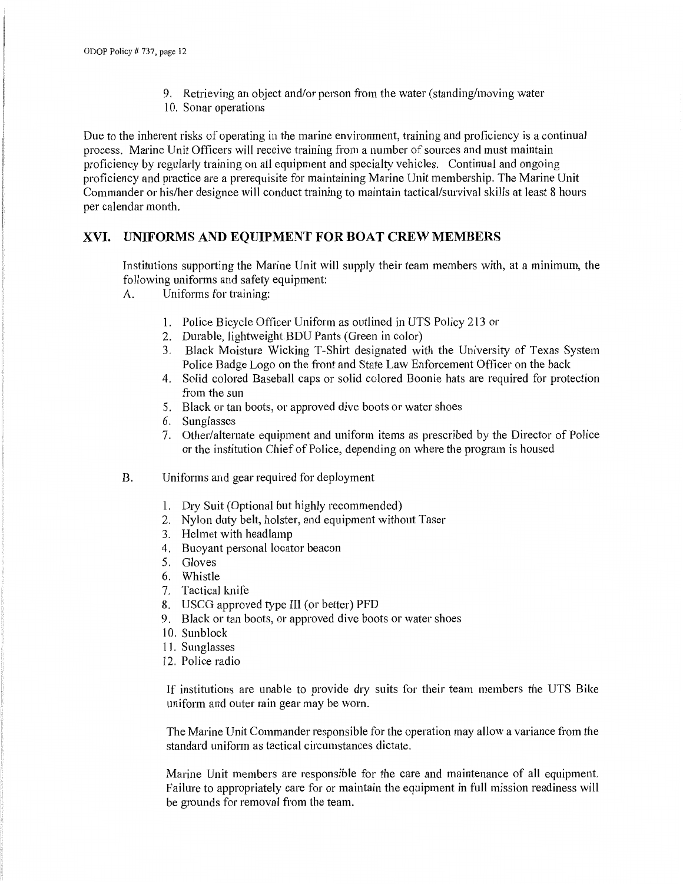9. Retrieving an object and/or person from the water (standing/moving water
10. Sonar operations

Due to the inherent risks of operating in the marine environment, training and proficiency is a continual process. Marine Unit Officers will receive training from a number of sources and must maintain proficiency by regularly training on all equipment and specialty vehicles. Continual and ongoing proficiency and practice are a prerequisite for maintaining Marine Unit membership. The Marine Unit Commander or his/her designee will conduct training to maintain tactical/survival skills at least 8 hours per calendar month.

## XVI. UNIFORMS AND EQUIPMENT FOR BOAT CREW MEMBERS

Institutions supporting the Marine Unit will supply their team members with, at a minimum, the following uniforms and safety equipment:

A. Uniforms for training:

1. Police Bicycle Officer Uniform as outlined in UTS Policy 213 or
2. Durable, lightweight BDU Pants (Green in color)
3. Black Moisture Wicking T-Shirt designated with the University of Texas System Police Badge Logo on the front and State Law Enforcement Officer on the back
4. Solid colored Baseball caps or solid colored Boonie hats are required for protection from the sun
5. Black or tan boots, or approved dive boots or water shoes
6. Sunglasses
7. Other/alternate equipment and uniform items as prescribed by the Director of Police or the institution Chief of Police, depending on where the program is housed

B. Uniforms and gear required for deployment

1. Dry Suit (Optional but highly recommended)
2. Nylon duty belt, holster, and equipment without Taser
3. Helmet with headlamp
4. Buoyant personal locator beacon
5. Gloves
6. Whistle
7. Tactical knife
8. USCG approved type III (or better) PFD
9. Black or tan boots, or approved dive boots or water shoes
10. Sunblock
11. Sunglasses
12. Police radio

If institutions are unable to provide dry suits for their team members the UTS Bike uniform and outer rain gear may be worn.

The Marine Unit Commander responsible for the operation may allow a variance from the standard uniform as tactical circumstances dictate.

Marine Unit members are responsible for the care and maintenance of all equipment. Failure to appropriately care for or maintain the equipment in full mission readiness will be grounds for removal from the team.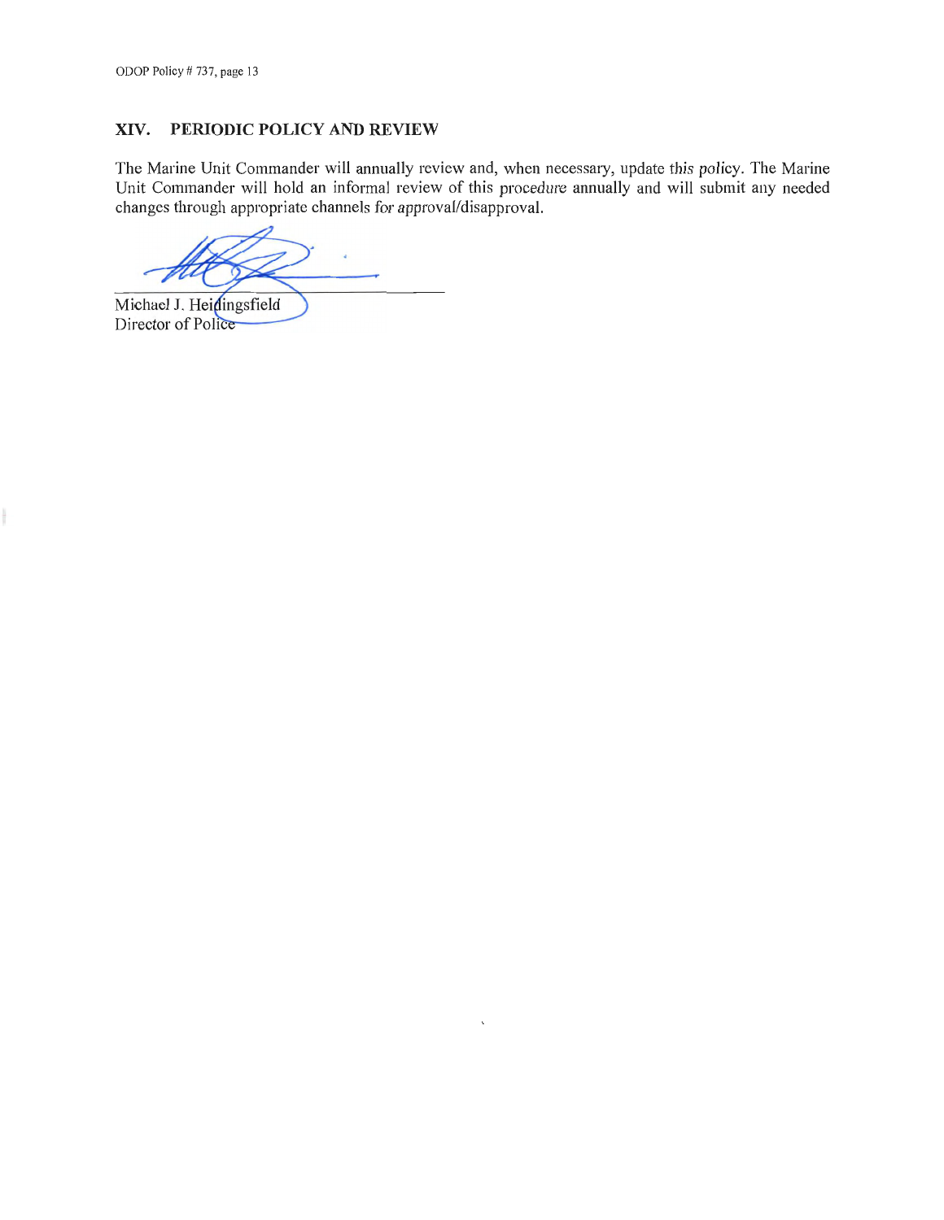## XIV. PERIODIC POLICY AND REVIEW

The Marine Unit Commander will annually review and, when necessary, update this policy. The Marine Unit Commander will hold an informal review of this procedure annually and will submit any needed changes through appropriate channels for approval/disapproval.

Michael J. Heidingsfield
Director of Police